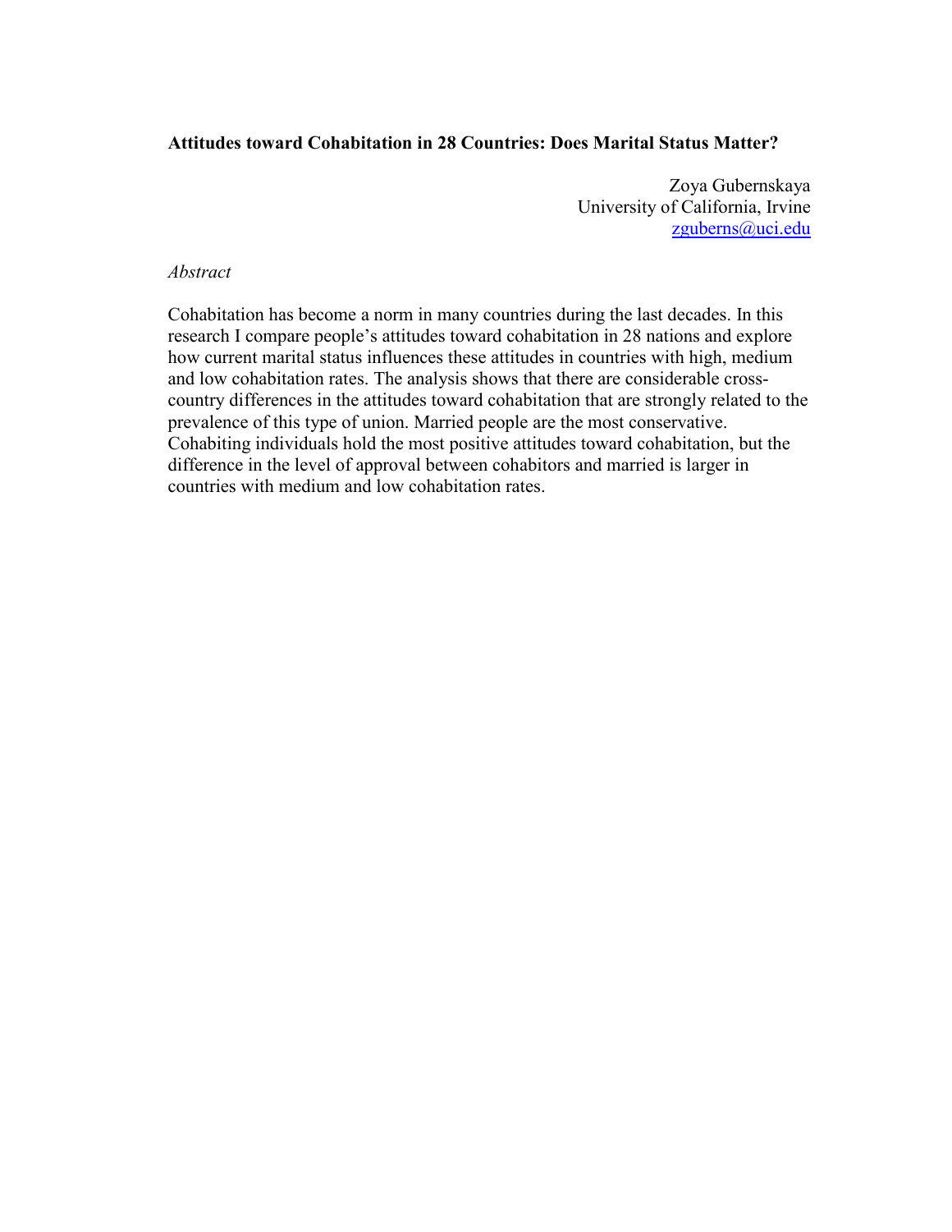**Attitudes toward Cohabitation in 28 Countries: Does Marital Status Matter?**

Zoya Gubernskaya
University of California, Irvine
zguberns@uci.edu

*Abstract*

Cohabitation has become a norm in many countries during the last decades. In this research I compare people's attitudes toward cohabitation in 28 nations and explore how current marital status influences these attitudes in countries with high, medium and low cohabitation rates. The analysis shows that there are considerable cross-country differences in the attitudes toward cohabitation that are strongly related to the prevalence of this type of union. Married people are the most conservative. Cohabiting individuals hold the most positive attitudes toward cohabitation, but the difference in the level of approval between cohabitors and married is larger in countries with medium and low cohabitation rates.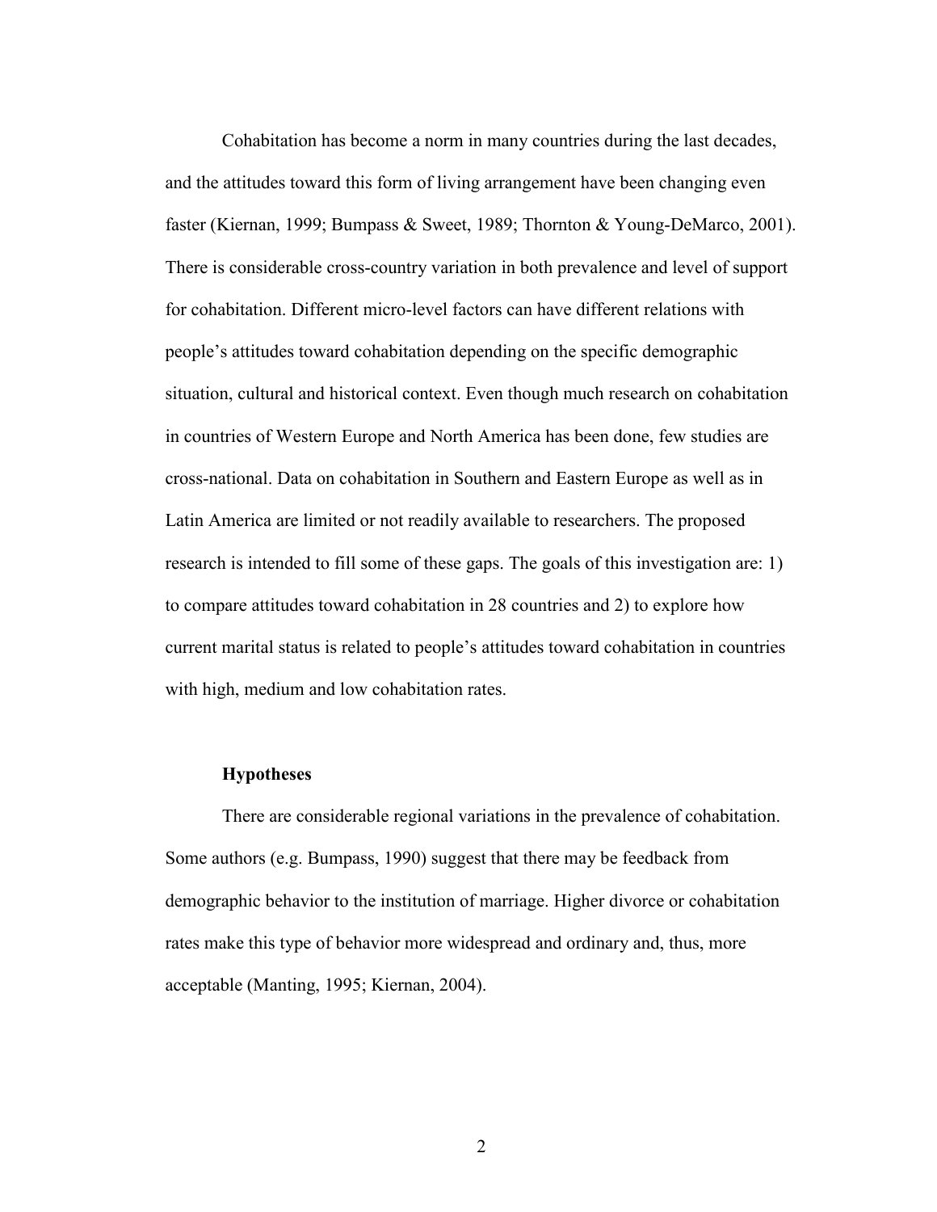Cohabitation has become a norm in many countries during the last decades, and the attitudes toward this form of living arrangement have been changing even faster (Kiernan, 1999; Bumpass & Sweet, 1989; Thornton & Young-DeMarco, 2001). There is considerable cross-country variation in both prevalence and level of support for cohabitation. Different micro-level factors can have different relations with people's attitudes toward cohabitation depending on the specific demographic situation, cultural and historical context. Even though much research on cohabitation in countries of Western Europe and North America has been done, few studies are cross-national. Data on cohabitation in Southern and Eastern Europe as well as in Latin America are limited or not readily available to researchers. The proposed research is intended to fill some of these gaps. The goals of this investigation are: 1) to compare attitudes toward cohabitation in 28 countries and 2) to explore how current marital status is related to people's attitudes toward cohabitation in countries with high, medium and low cohabitation rates.

### Hypotheses

There are considerable regional variations in the prevalence of cohabitation. Some authors (e.g. Bumpass, 1990) suggest that there may be feedback from demographic behavior to the institution of marriage. Higher divorce or cohabitation rates make this type of behavior more widespread and ordinary and, thus, more acceptable (Manting, 1995; Kiernan, 2004).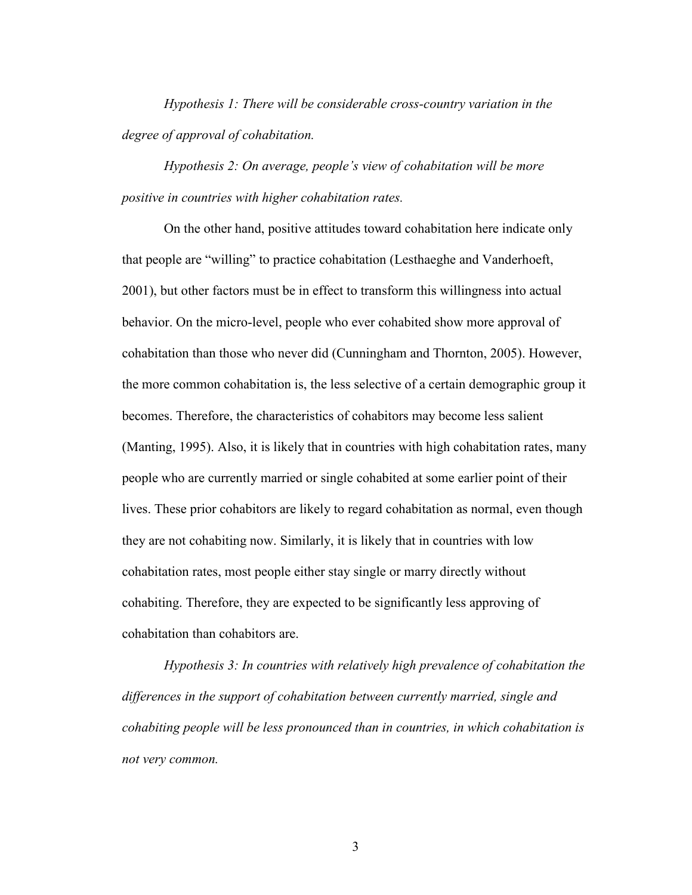*Hypothesis 1: There will be considerable cross-country variation in the degree of approval of cohabitation.*

*Hypothesis 2: On average, people's view of cohabitation will be more positive in countries with higher cohabitation rates.*

On the other hand, positive attitudes toward cohabitation here indicate only that people are "willing" to practice cohabitation (Lesthaeghe and Vanderhoeft, 2001), but other factors must be in effect to transform this willingness into actual behavior. On the micro-level, people who ever cohabited show more approval of cohabitation than those who never did (Cunningham and Thornton, 2005). However, the more common cohabitation is, the less selective of a certain demographic group it becomes. Therefore, the characteristics of cohabitors may become less salient (Manting, 1995). Also, it is likely that in countries with high cohabitation rates, many people who are currently married or single cohabited at some earlier point of their lives. These prior cohabitors are likely to regard cohabitation as normal, even though they are not cohabiting now. Similarly, it is likely that in countries with low cohabitation rates, most people either stay single or marry directly without cohabiting. Therefore, they are expected to be significantly less approving of cohabitation than cohabitors are.

*Hypothesis 3: In countries with relatively high prevalence of cohabitation the differences in the support of cohabitation between currently married, single and cohabiting people will be less pronounced than in countries, in which cohabitation is not very common.*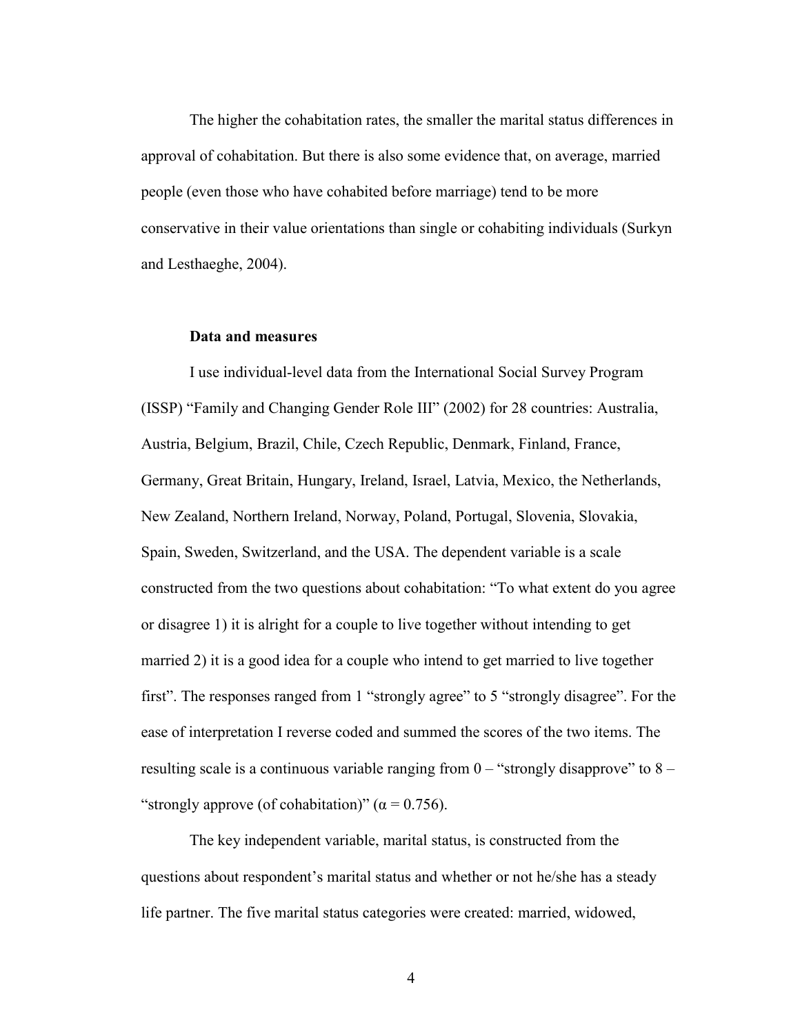The higher the cohabitation rates, the smaller the marital status differences in approval of cohabitation. But there is also some evidence that, on average, married people (even those who have cohabited before marriage) tend to be more conservative in their value orientations than single or cohabiting individuals (Surkyn and Lesthaeghe, 2004).

**Data and measures**

I use individual-level data from the International Social Survey Program (ISSP) "Family and Changing Gender Role III" (2002) for 28 countries: Australia, Austria, Belgium, Brazil, Chile, Czech Republic, Denmark, Finland, France, Germany, Great Britain, Hungary, Ireland, Israel, Latvia, Mexico, the Netherlands, New Zealand, Northern Ireland, Norway, Poland, Portugal, Slovenia, Slovakia, Spain, Sweden, Switzerland, and the USA. The dependent variable is a scale constructed from the two questions about cohabitation: "To what extent do you agree or disagree 1) it is alright for a couple to live together without intending to get married 2) it is a good idea for a couple who intend to get married to live together first". The responses ranged from 1 "strongly agree" to 5 "strongly disagree". For the ease of interpretation I reverse coded and summed the scores of the two items. The resulting scale is a continuous variable ranging from 0 – "strongly disapprove" to 8 – "strongly approve (of cohabitation)" ($\alpha = 0.756$).

The key independent variable, marital status, is constructed from the questions about respondent's marital status and whether or not he/she has a steady life partner. The five marital status categories were created: married, widowed,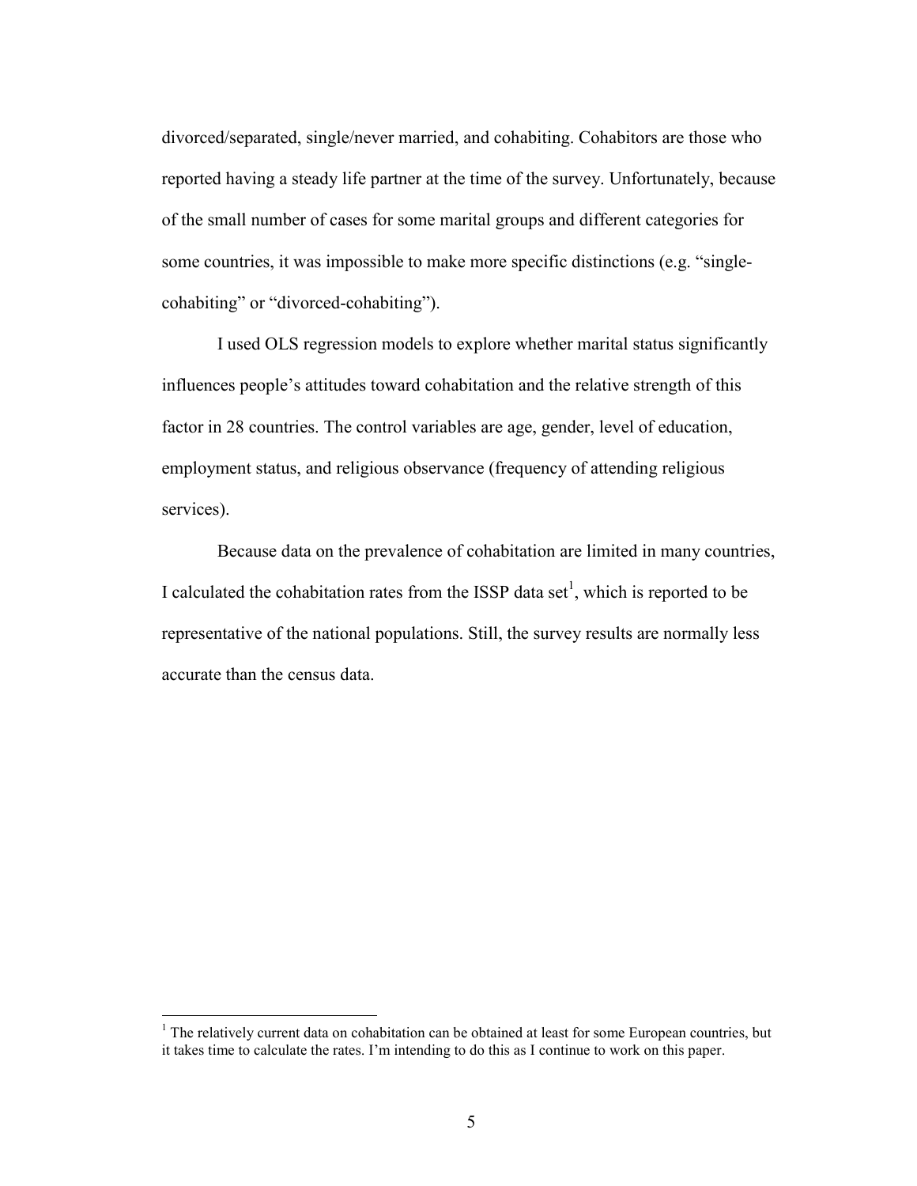divorced/separated, single/never married, and cohabiting. Cohabitors are those who reported having a steady life partner at the time of the survey. Unfortunately, because of the small number of cases for some marital groups and different categories for some countries, it was impossible to make more specific distinctions (e.g. "single-cohabiting" or "divorced-cohabiting").

I used OLS regression models to explore whether marital status significantly influences people's attitudes toward cohabitation and the relative strength of this factor in 28 countries. The control variables are age, gender, level of education, employment status, and religious observance (frequency of attending religious services).

Because data on the prevalence of cohabitation are limited in many countries, I calculated the cohabitation rates from the ISSP data set[1], which is reported to be representative of the national populations. Still, the survey results are normally less accurate than the census data.

---

[1] The relatively current data on cohabitation can be obtained at least for some European countries, but it takes time to calculate the rates. I'm intending to do this as I continue to work on this paper.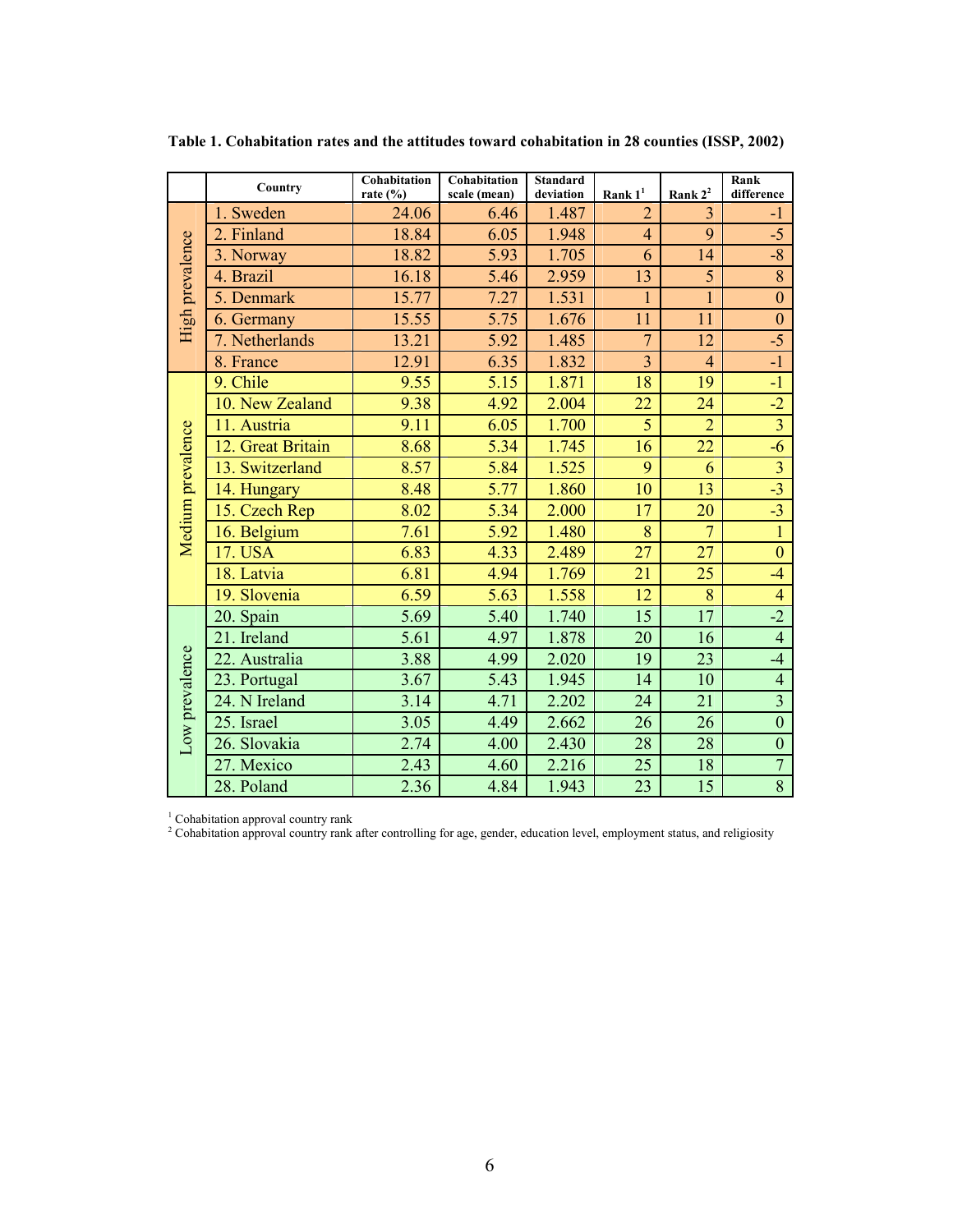**Table 1. Cohabitation rates and the attitudes toward cohabitation in 28 counties (ISSP, 2002)**

| | Country | Cohabitation rate (%) | Cohabitation scale (mean) | Standard deviation | Rank 1[1] | Rank 2[2] | Rank difference |
|---|---|---|---|---|---|---|---|
| High prevalence | 1. Sweden | 24.06 | 6.46 | 1.487 | 2 | 3 | -1 |
| | 2. Finland | 18.84 | 6.05 | 1.948 | 4 | 9 | -5 |
| | 3. Norway | 18.82 | 5.93 | 1.705 | 6 | 14 | -8 |
| | 4. Brazil | 16.18 | 5.46 | 2.959 | 13 | 5 | 8 |
| | 5. Denmark | 15.77 | 7.27 | 1.531 | 1 | 1 | 0 |
| | 6. Germany | 15.55 | 5.75 | 1.676 | 11 | 11 | 0 |
| | 7. Netherlands | 13.21 | 5.92 | 1.485 | 7 | 12 | -5 |
| | 8. France | 12.91 | 6.35 | 1.832 | 3 | 4 | -1 |
| Medium prevalence | 9. Chile | 9.55 | 5.15 | 1.871 | 18 | 19 | -1 |
| | 10. New Zealand | 9.38 | 4.92 | 2.004 | 22 | 24 | -2 |
| | 11. Austria | 9.11 | 6.05 | 1.700 | 5 | 2 | 3 |
| | 12. Great Britain | 8.68 | 5.34 | 1.745 | 16 | 22 | -6 |
| | 13. Switzerland | 8.57 | 5.84 | 1.525 | 9 | 6 | 3 |
| | 14. Hungary | 8.48 | 5.77 | 1.860 | 10 | 13 | -3 |
| | 15. Czech Rep | 8.02 | 5.34 | 2.000 | 17 | 20 | -3 |
| | 16. Belgium | 7.61 | 5.92 | 1.480 | 8 | 7 | 1 |
| | 17. USA | 6.83 | 4.33 | 2.489 | 27 | 27 | 0 |
| | 18. Latvia | 6.81 | 4.94 | 1.769 | 21 | 25 | -4 |
| | 19. Slovenia | 6.59 | 5.63 | 1.558 | 12 | 8 | 4 |
| Low prevalence | 20. Spain | 5.69 | 5.40 | 1.740 | 15 | 17 | -2 |
| | 21. Ireland | 5.61 | 4.97 | 1.878 | 20 | 16 | 4 |
| | 22. Australia | 3.88 | 4.99 | 2.020 | 19 | 23 | -4 |
| | 23. Portugal | 3.67 | 5.43 | 1.945 | 14 | 10 | 4 |
| | 24. N Ireland | 3.14 | 4.71 | 2.202 | 24 | 21 | 3 |
| | 25. Israel | 3.05 | 4.49 | 2.662 | 26 | 26 | 0 |
| | 26. Slovakia | 2.74 | 4.00 | 2.430 | 28 | 28 | 0 |
| | 27. Mexico | 2.43 | 4.60 | 2.216 | 25 | 18 | 7 |
| | 28. Poland | 2.36 | 4.84 | 1.943 | 23 | 15 | 8 |

[1] Cohabitation approval country rank
[2] Cohabitation approval country rank after controlling for age, gender, education level, employment status, and religiosity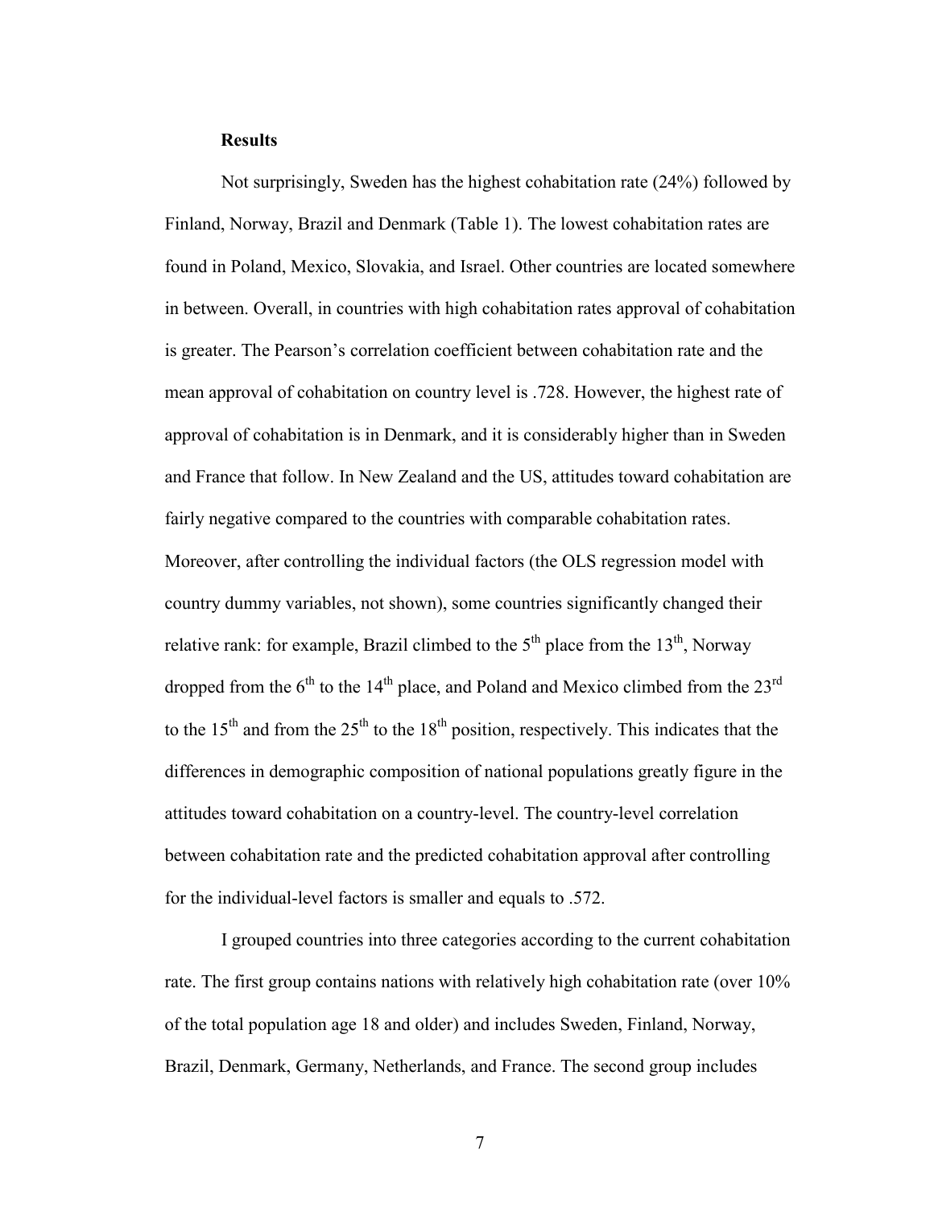**Results**

Not surprisingly, Sweden has the highest cohabitation rate (24%) followed by Finland, Norway, Brazil and Denmark (Table 1). The lowest cohabitation rates are found in Poland, Mexico, Slovakia, and Israel. Other countries are located somewhere in between. Overall, in countries with high cohabitation rates approval of cohabitation is greater. The Pearson's correlation coefficient between cohabitation rate and the mean approval of cohabitation on country level is .728. However, the highest rate of approval of cohabitation is in Denmark, and it is considerably higher than in Sweden and France that follow. In New Zealand and the US, attitudes toward cohabitation are fairly negative compared to the countries with comparable cohabitation rates. Moreover, after controlling the individual factors (the OLS regression model with country dummy variables, not shown), some countries significantly changed their relative rank: for example, Brazil climbed to the 5$^{th}$ place from the 13$^{th}$, Norway dropped from the 6$^{th}$ to the 14$^{th}$ place, and Poland and Mexico climbed from the 23$^{rd}$ to the 15$^{th}$ and from the 25$^{th}$ to the 18$^{th}$ position, respectively. This indicates that the differences in demographic composition of national populations greatly figure in the attitudes toward cohabitation on a country-level. The country-level correlation between cohabitation rate and the predicted cohabitation approval after controlling for the individual-level factors is smaller and equals to .572.

I grouped countries into three categories according to the current cohabitation rate. The first group contains nations with relatively high cohabitation rate (over 10% of the total population age 18 and older) and includes Sweden, Finland, Norway, Brazil, Denmark, Germany, Netherlands, and France. The second group includes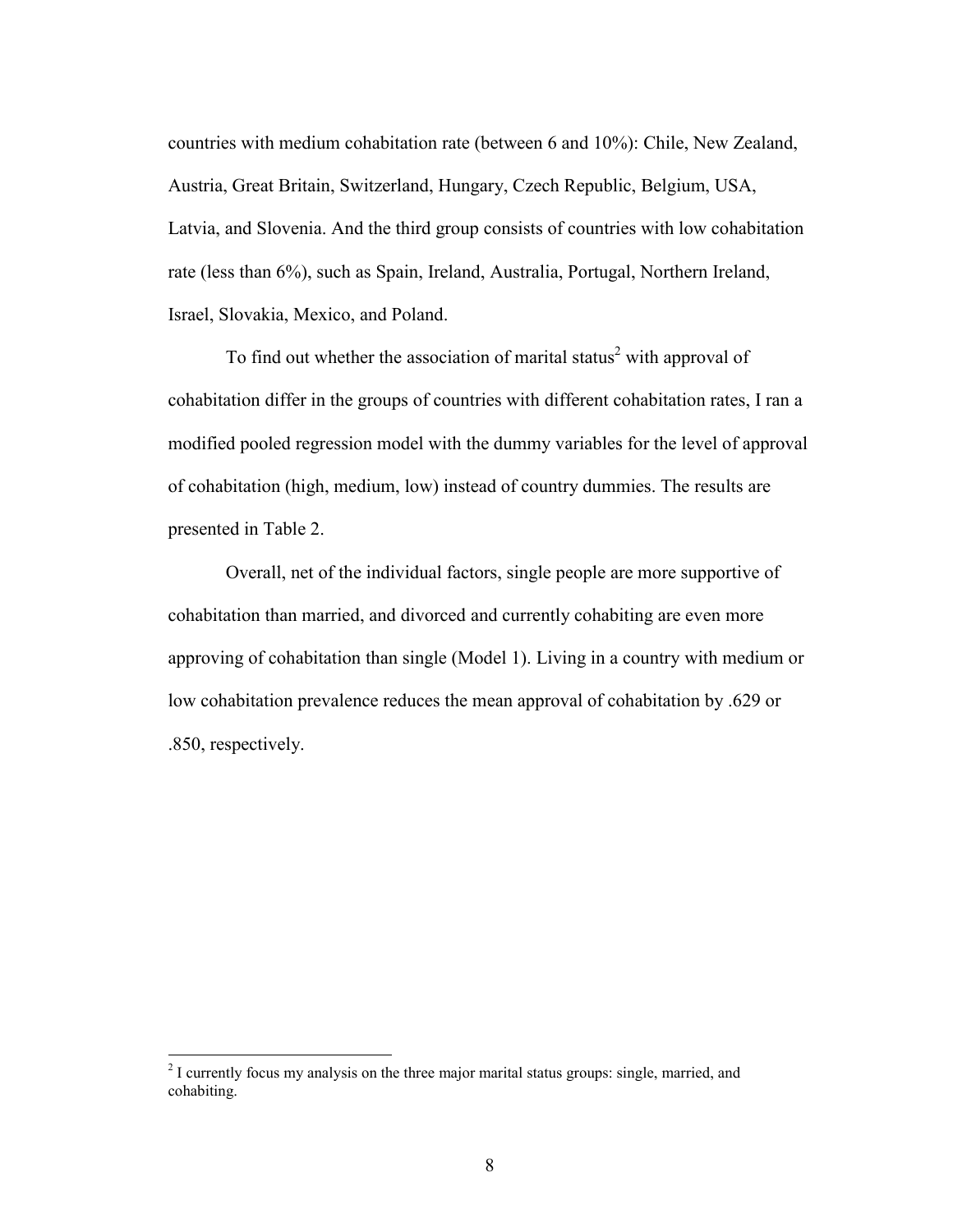countries with medium cohabitation rate (between 6 and 10%): Chile, New Zealand, Austria, Great Britain, Switzerland, Hungary, Czech Republic, Belgium, USA, Latvia, and Slovenia. And the third group consists of countries with low cohabitation rate (less than 6%), such as Spain, Ireland, Australia, Portugal, Northern Ireland, Israel, Slovakia, Mexico, and Poland.

To find out whether the association of marital status[2] with approval of cohabitation differ in the groups of countries with different cohabitation rates, I ran a modified pooled regression model with the dummy variables for the level of approval of cohabitation (high, medium, low) instead of country dummies. The results are presented in Table 2.

Overall, net of the individual factors, single people are more supportive of cohabitation than married, and divorced and currently cohabiting are even more approving of cohabitation than single (Model 1). Living in a country with medium or low cohabitation prevalence reduces the mean approval of cohabitation by .629 or .850, respectively.

---

[2] I currently focus my analysis on the three major marital status groups: single, married, and cohabiting.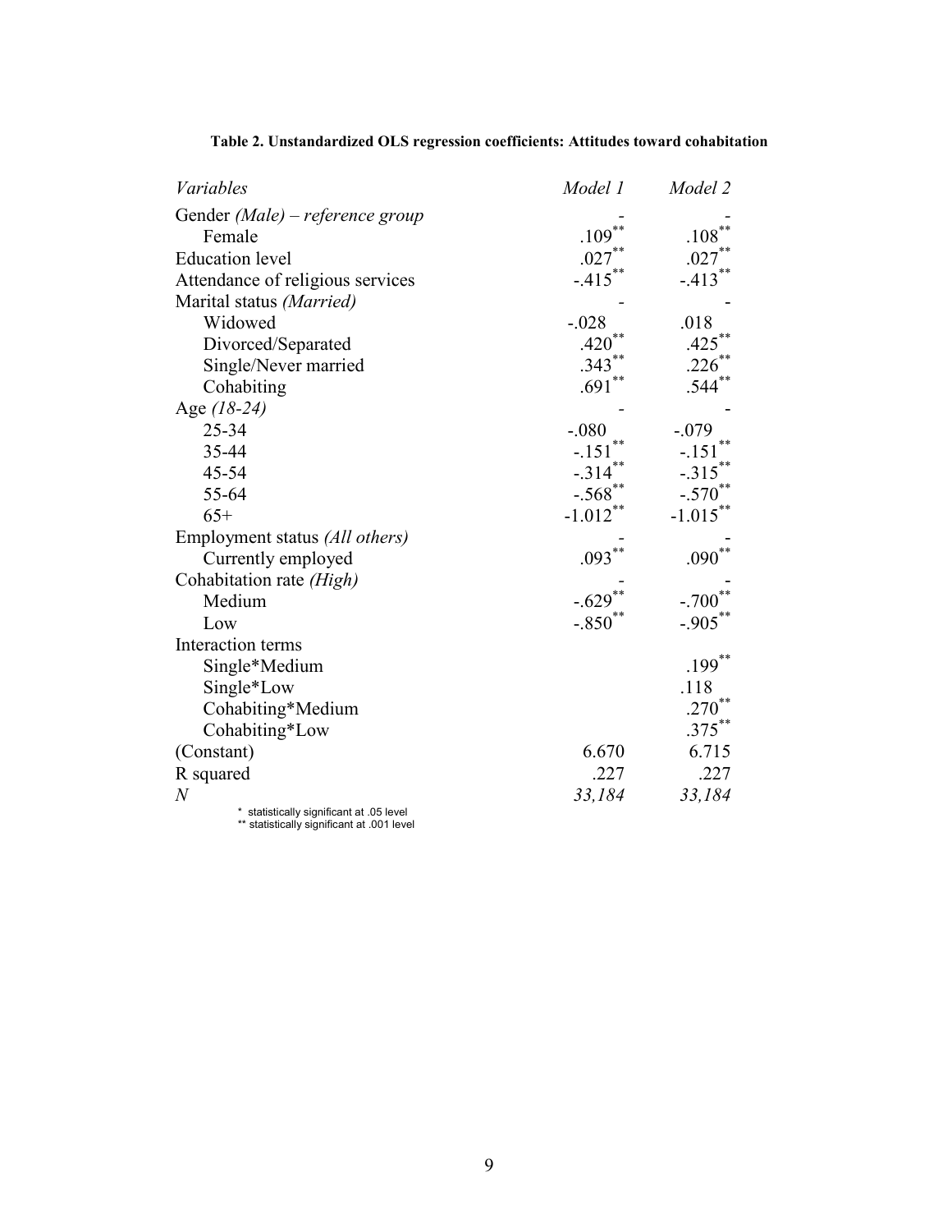**Table 2. Unstandardized OLS regression coefficients: Attitudes toward cohabitation**

| *Variables* | *Model 1* | *Model 2* |
|---|---|---|
| Gender *(Male) – reference group* | - | - |
| Female | .109** | .108** |
| Education level | .027** | .027** |
| Attendance of religious services | -.415** | -.413** |
| Marital status *(Married)* | - | - |
| Widowed | -.028 | .018 |
| Divorced/Separated | .420** | .425** |
| Single/Never married | .343** | .226** |
| Cohabiting | .691** | .544** |
| Age *(18-24)* | - | - |
| 25-34 | -.080 | -.079 |
| 35-44 | -.151** | -.151** |
| 45-54 | -.314** | -.315** |
| 55-64 | -.568** | -.570** |
| 65+ | -1.012** | -1.015** |
| Employment status *(All others)* | - | - |
| Currently employed | .093** | .090** |
| Cohabitation rate *(High)* | - | - |
| Medium | -.629** | -.700** |
| Low | -.850** | -.905** |
| Interaction terms | | |
| Single*Medium | | .199** |
| Single*Low | | .118 |
| Cohabiting*Medium | | .270** |
| Cohabiting*Low | | .375** |
| (Constant) | 6.670 | 6.715 |
| R squared | .227 | .227 |
| *N* | *33,184* | *33,184* |

\* statistically significant at .05 level
** statistically significant at .001 level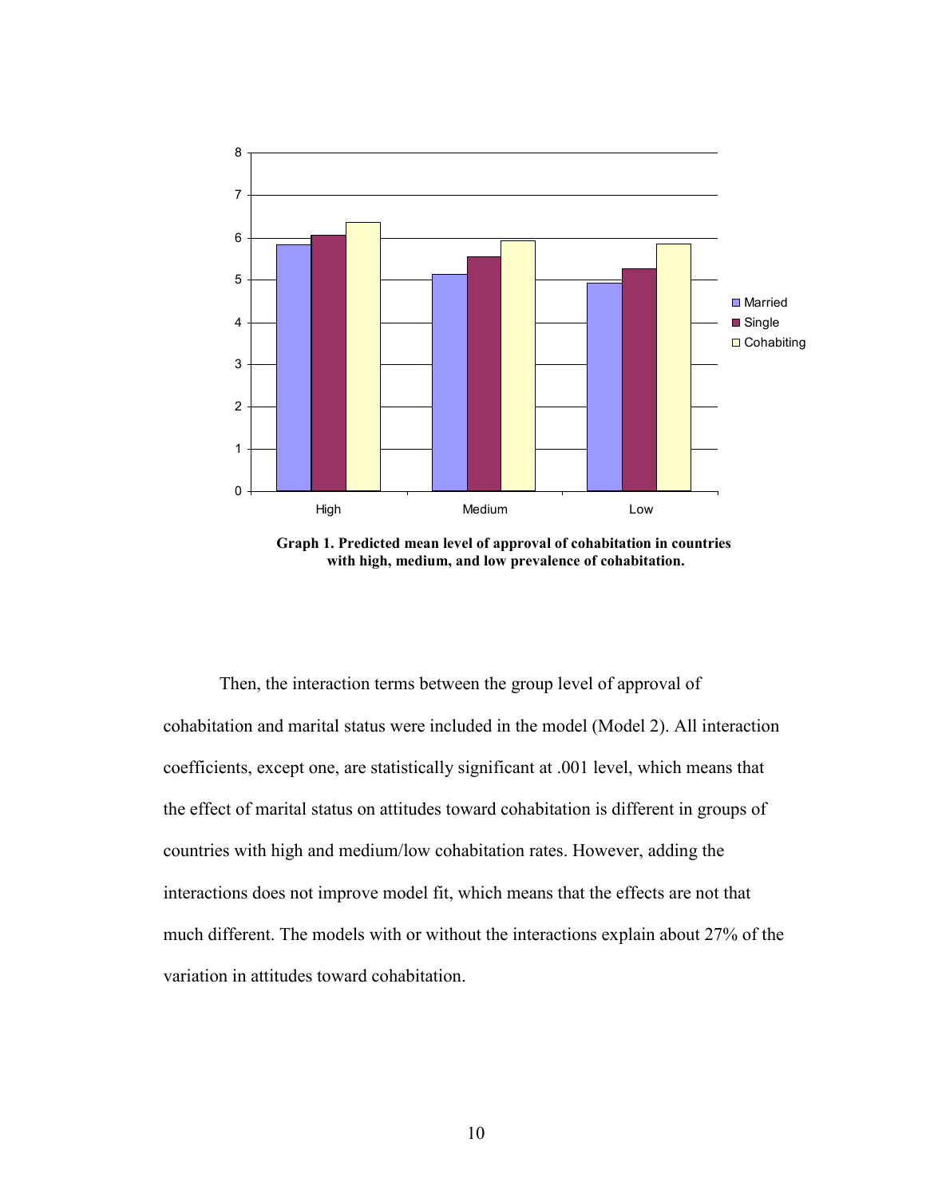**Graph 1. Predicted mean level of approval of cohabitation in countries with high, medium, and low prevalence of cohabitation.**

Then, the interaction terms between the group level of approval of cohabitation and marital status were included in the model (Model 2). All interaction coefficients, except one, are statistically significant at .001 level, which means that the effect of marital status on attitudes toward cohabitation is different in groups of countries with high and medium/low cohabitation rates. However, adding the interactions does not improve model fit, which means that the effects are not that much different. The models with or without the interactions explain about 27% of the variation in attitudes toward cohabitation.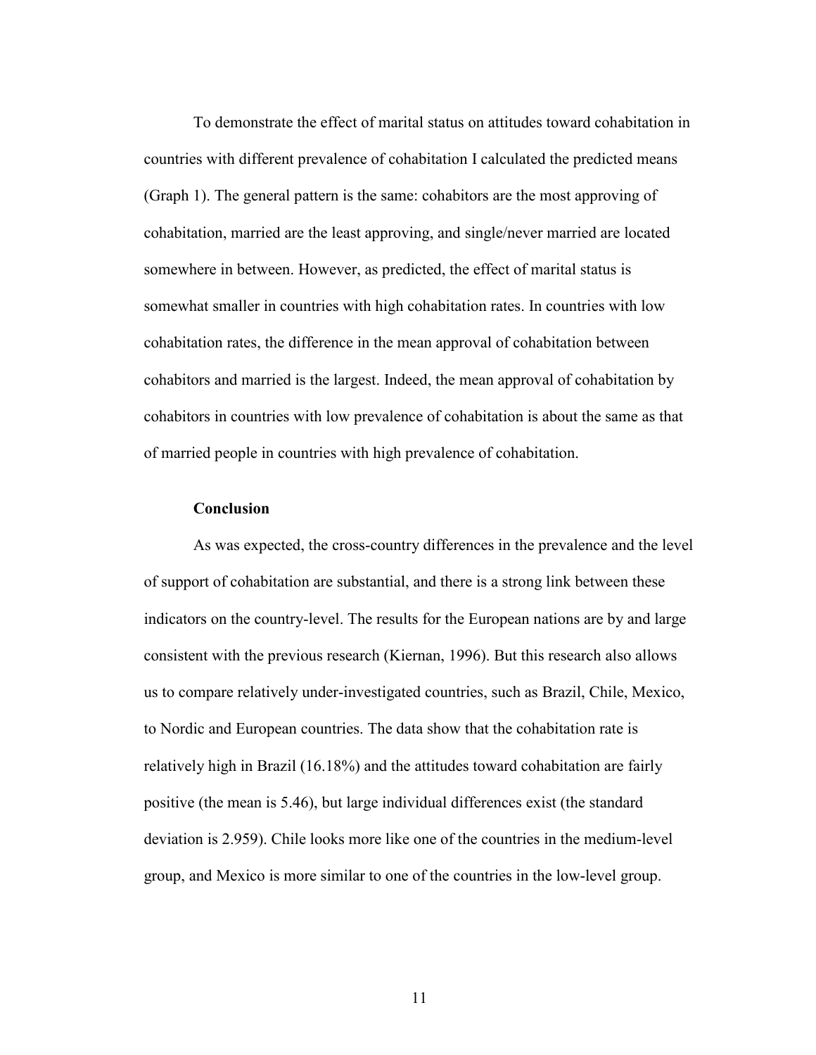To demonstrate the effect of marital status on attitudes toward cohabitation in countries with different prevalence of cohabitation I calculated the predicted means (Graph 1). The general pattern is the same: cohabitors are the most approving of cohabitation, married are the least approving, and single/never married are located somewhere in between. However, as predicted, the effect of marital status is somewhat smaller in countries with high cohabitation rates. In countries with low cohabitation rates, the difference in the mean approval of cohabitation between cohabitors and married is the largest. Indeed, the mean approval of cohabitation by cohabitors in countries with low prevalence of cohabitation is about the same as that of married people in countries with high prevalence of cohabitation.

## Conclusion

As was expected, the cross-country differences in the prevalence and the level of support of cohabitation are substantial, and there is a strong link between these indicators on the country-level. The results for the European nations are by and large consistent with the previous research (Kiernan, 1996). But this research also allows us to compare relatively under-investigated countries, such as Brazil, Chile, Mexico, to Nordic and European countries. The data show that the cohabitation rate is relatively high in Brazil (16.18%) and the attitudes toward cohabitation are fairly positive (the mean is 5.46), but large individual differences exist (the standard deviation is 2.959). Chile looks more like one of the countries in the medium-level group, and Mexico is more similar to one of the countries in the low-level group.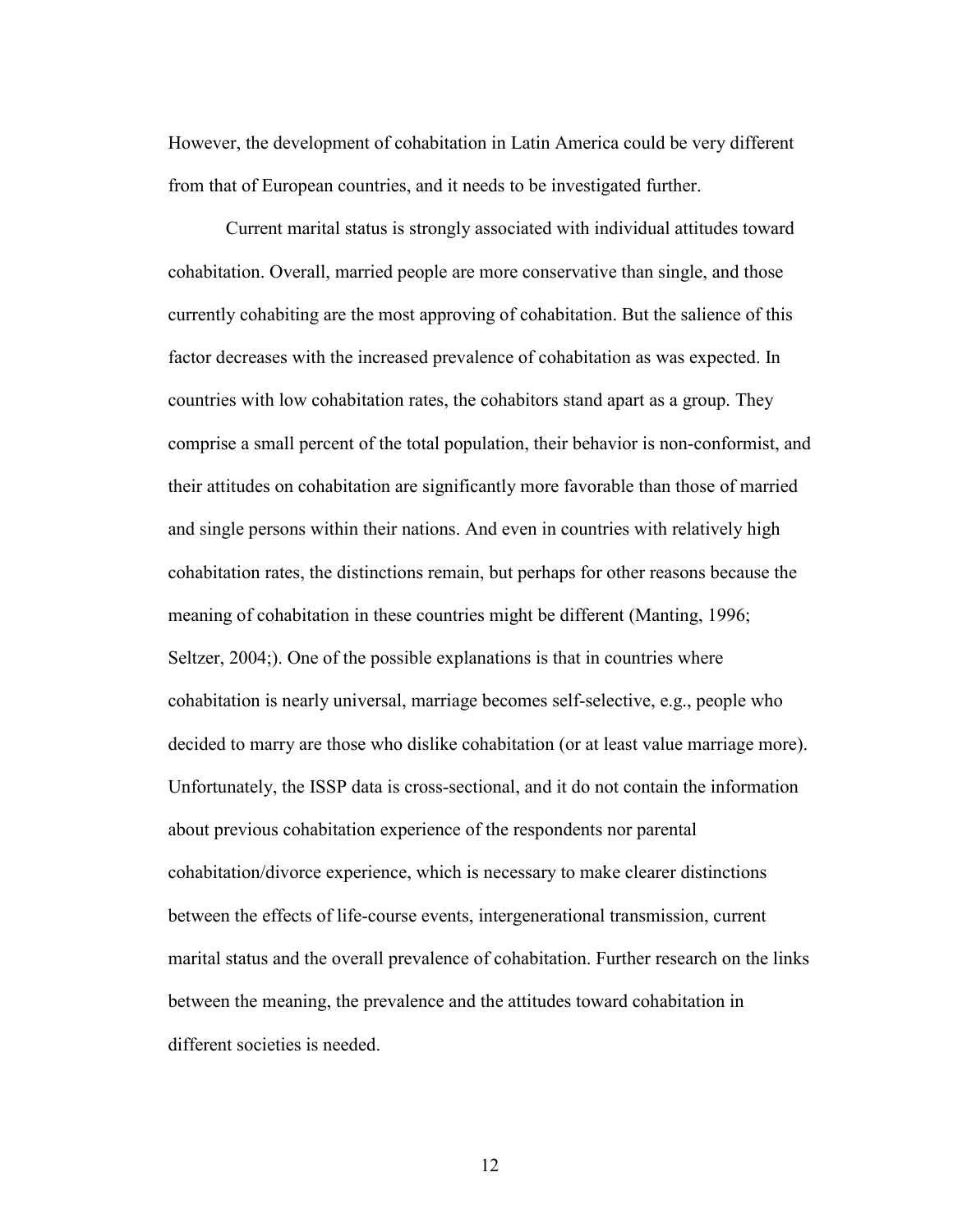However, the development of cohabitation in Latin America could be very different from that of European countries, and it needs to be investigated further.

Current marital status is strongly associated with individual attitudes toward cohabitation. Overall, married people are more conservative than single, and those currently cohabiting are the most approving of cohabitation. But the salience of this factor decreases with the increased prevalence of cohabitation as was expected. In countries with low cohabitation rates, the cohabitors stand apart as a group. They comprise a small percent of the total population, their behavior is non-conformist, and their attitudes on cohabitation are significantly more favorable than those of married and single persons within their nations. And even in countries with relatively high cohabitation rates, the distinctions remain, but perhaps for other reasons because the meaning of cohabitation in these countries might be different (Manting, 1996; Seltzer, 2004;). One of the possible explanations is that in countries where cohabitation is nearly universal, marriage becomes self-selective, e.g., people who decided to marry are those who dislike cohabitation (or at least value marriage more). Unfortunately, the ISSP data is cross-sectional, and it do not contain the information about previous cohabitation experience of the respondents nor parental cohabitation/divorce experience, which is necessary to make clearer distinctions between the effects of life-course events, intergenerational transmission, current marital status and the overall prevalence of cohabitation. Further research on the links between the meaning, the prevalence and the attitudes toward cohabitation in different societies is needed.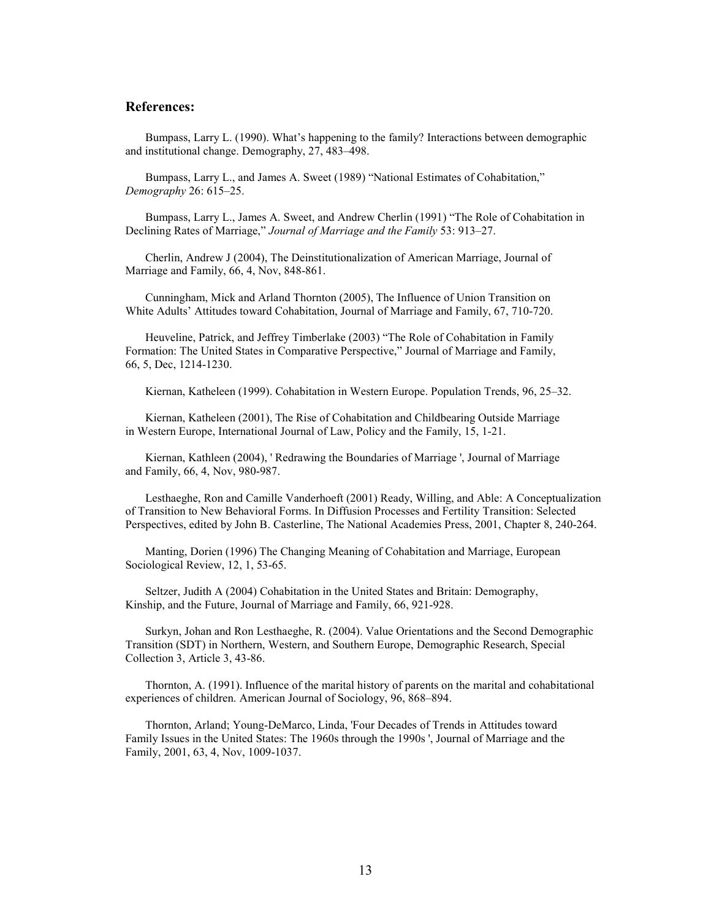### References:

Bumpass, Larry L. (1990). What's happening to the family? Interactions between demographic and institutional change. Demography, 27, 483–498.

Bumpass, Larry L., and James A. Sweet (1989) "National Estimates of Cohabitation," *Demography* 26: 615–25.

Bumpass, Larry L., James A. Sweet, and Andrew Cherlin (1991) "The Role of Cohabitation in Declining Rates of Marriage," *Journal of Marriage and the Family* 53: 913–27.

Cherlin, Andrew J (2004), The Deinstitutionalization of American Marriage, Journal of Marriage and Family, 66, 4, Nov, 848-861.

Cunningham, Mick and Arland Thornton (2005), The Influence of Union Transition on White Adults' Attitudes toward Cohabitation, Journal of Marriage and Family, 67, 710-720.

Heuveline, Patrick, and Jeffrey Timberlake (2003) "The Role of Cohabitation in Family Formation: The United States in Comparative Perspective," Journal of Marriage and Family, 66, 5, Dec, 1214-1230.

Kiernan, Katheleen (1999). Cohabitation in Western Europe. Population Trends, 96, 25–32.

Kiernan, Katheleen (2001), The Rise of Cohabitation and Childbearing Outside Marriage in Western Europe, International Journal of Law, Policy and the Family, 15, 1-21.

Kiernan, Kathleen (2004), ' Redrawing the Boundaries of Marriage ', Journal of Marriage and Family, 66, 4, Nov, 980-987.

Lesthaeghe, Ron and Camille Vanderhoeft (2001) Ready, Willing, and Able: A Conceptualization of Transition to New Behavioral Forms. In Diffusion Processes and Fertility Transition: Selected Perspectives, edited by John B. Casterline, The National Academies Press, 2001, Chapter 8, 240-264.

Manting, Dorien (1996) The Changing Meaning of Cohabitation and Marriage, European Sociological Review, 12, 1, 53-65.

Seltzer, Judith A (2004) Cohabitation in the United States and Britain: Demography, Kinship, and the Future, Journal of Marriage and Family, 66, 921-928.

Surkyn, Johan and Ron Lesthaeghe, R. (2004). Value Orientations and the Second Demographic Transition (SDT) in Northern, Western, and Southern Europe, Demographic Research, Special Collection 3, Article 3, 43-86.

Thornton, A. (1991). Influence of the marital history of parents on the marital and cohabitational experiences of children. American Journal of Sociology, 96, 868–894.

Thornton, Arland; Young-DeMarco, Linda, 'Four Decades of Trends in Attitudes toward Family Issues in the United States: The 1960s through the 1990s ', Journal of Marriage and the Family, 2001, 63, 4, Nov, 1009-1037.